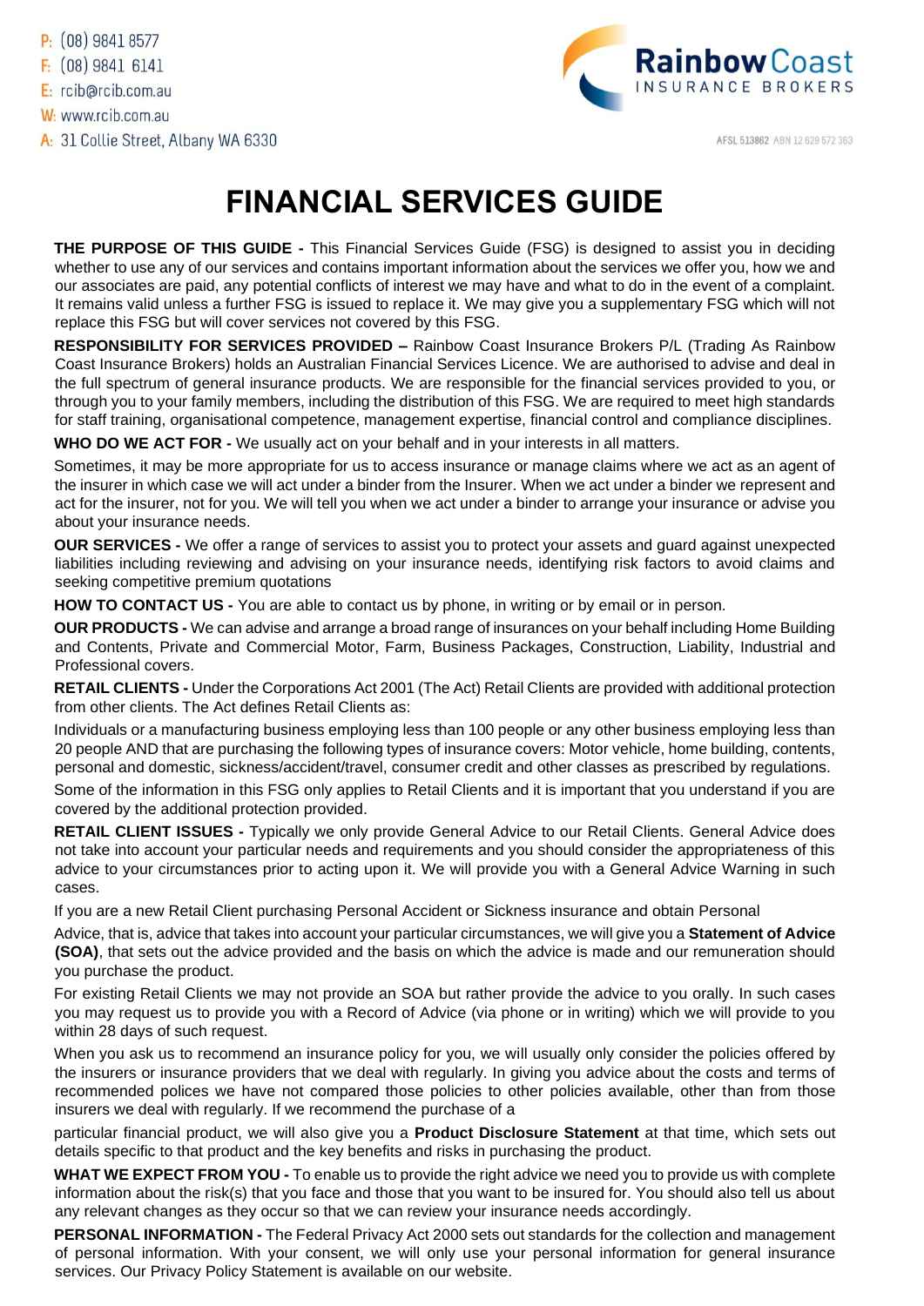P: (08) 9841 8577
F: (08) 9841 6141
E: rcib@rcib.com.au
W: www.rcib.com.au
A: 31 Collie Street, Albany WA 6330

Rainbow Coast INSURANCE BROKERS

AFSL 513862 ABN 12 629 572 363

# FINANCIAL SERVICES GUIDE

**THE PURPOSE OF THIS GUIDE -** This Financial Services Guide (FSG) is designed to assist you in deciding whether to use any of our services and contains important information about the services we offer you, how we and our associates are paid, any potential conflicts of interest we may have and what to do in the event of a complaint. It remains valid unless a further FSG is issued to replace it. We may give you a supplementary FSG which will not replace this FSG but will cover services not covered by this FSG.

**RESPONSIBILITY FOR SERVICES PROVIDED –** Rainbow Coast Insurance Brokers P/L (Trading As Rainbow Coast Insurance Brokers) holds an Australian Financial Services Licence. We are authorised to advise and deal in the full spectrum of general insurance products. We are responsible for the financial services provided to you, or through you to your family members, including the distribution of this FSG. We are required to meet high standards for staff training, organisational competence, management expertise, financial control and compliance disciplines.

**WHO DO WE ACT FOR -** We usually act on your behalf and in your interests in all matters.

Sometimes, it may be more appropriate for us to access insurance or manage claims where we act as an agent of the insurer in which case we will act under a binder from the Insurer. When we act under a binder we represent and act for the insurer, not for you. We will tell you when we act under a binder to arrange your insurance or advise you about your insurance needs.

**OUR SERVICES -** We offer a range of services to assist you to protect your assets and guard against unexpected liabilities including reviewing and advising on your insurance needs, identifying risk factors to avoid claims and seeking competitive premium quotations

**HOW TO CONTACT US -** You are able to contact us by phone, in writing or by email or in person.

**OUR PRODUCTS -** We can advise and arrange a broad range of insurances on your behalf including Home Building and Contents, Private and Commercial Motor, Farm, Business Packages, Construction, Liability, Industrial and Professional covers.

**RETAIL CLIENTS -** Under the Corporations Act 2001 (The Act) Retail Clients are provided with additional protection from other clients. The Act defines Retail Clients as:

Individuals or a manufacturing business employing less than 100 people or any other business employing less than 20 people AND that are purchasing the following types of insurance covers: Motor vehicle, home building, contents, personal and domestic, sickness/accident/travel, consumer credit and other classes as prescribed by regulations.

Some of the information in this FSG only applies to Retail Clients and it is important that you understand if you are covered by the additional protection provided.

**RETAIL CLIENT ISSUES -** Typically we only provide General Advice to our Retail Clients. General Advice does not take into account your particular needs and requirements and you should consider the appropriateness of this advice to your circumstances prior to acting upon it. We will provide you with a General Advice Warning in such cases.

If you are a new Retail Client purchasing Personal Accident or Sickness insurance and obtain Personal Advice, that is, advice that takes into account your particular circumstances, we will give you a **Statement of Advice (SOA)**, that sets out the advice provided and the basis on which the advice is made and our remuneration should you purchase the product.

For existing Retail Clients we may not provide an SOA but rather provide the advice to you orally. In such cases you may request us to provide you with a Record of Advice (via phone or in writing) which we will provide to you within 28 days of such request.

When you ask us to recommend an insurance policy for you, we will usually only consider the policies offered by the insurers or insurance providers that we deal with regularly. In giving you advice about the costs and terms of recommended polices we have not compared those policies to other policies available, other than from those insurers we deal with regularly. If we recommend the purchase of a particular financial product, we will also give you a **Product Disclosure Statement** at that time, which sets out details specific to that product and the key benefits and risks in purchasing the product.

**WHAT WE EXPECT FROM YOU -** To enable us to provide the right advice we need you to provide us with complete information about the risk(s) that you face and those that you want to be insured for. You should also tell us about any relevant changes as they occur so that we can review your insurance needs accordingly.

**PERSONAL INFORMATION -** The Federal Privacy Act 2000 sets out standards for the collection and management of personal information. With your consent, we will only use your personal information for general insurance services. Our Privacy Policy Statement is available on our website.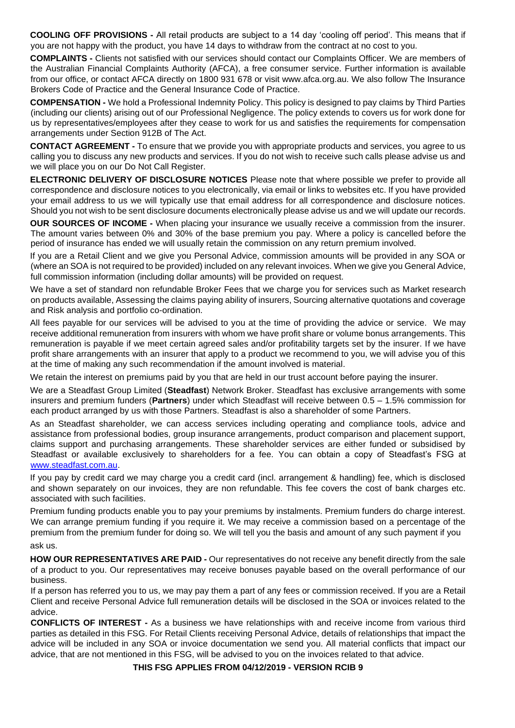**COOLING OFF PROVISIONS -** All retail products are subject to a 14 day 'cooling off period'. This means that if you are not happy with the product, you have 14 days to withdraw from the contract at no cost to you.

**COMPLAINTS -** Clients not satisfied with our services should contact our Complaints Officer. We are members of the Australian Financial Complaints Authority (AFCA), a free consumer service. Further information is available from our office, or contact AFCA directly on 1800 931 678 or visit www.afca.org.au. We also follow The Insurance Brokers Code of Practice and the General Insurance Code of Practice.

**COMPENSATION -** We hold a Professional Indemnity Policy. This policy is designed to pay claims by Third Parties (including our clients) arising out of our Professional Negligence. The policy extends to covers us for work done for us by representatives/employees after they cease to work for us and satisfies the requirements for compensation arrangements under Section 912B of The Act.

**CONTACT AGREEMENT -** To ensure that we provide you with appropriate products and services, you agree to us calling you to discuss any new products and services. If you do not wish to receive such calls please advise us and we will place you on our Do Not Call Register.

**ELECTRONIC DELIVERY OF DISCLOSURE NOTICES** Please note that where possible we prefer to provide all correspondence and disclosure notices to you electronically, via email or links to websites etc. If you have provided your email address to us we will typically use that email address for all correspondence and disclosure notices. Should you not wish to be sent disclosure documents electronically please advise us and we will update our records.

**OUR SOURCES OF INCOME -** When placing your insurance we usually receive a commission from the insurer. The amount varies between 0% and 30% of the base premium you pay. Where a policy is cancelled before the period of insurance has ended we will usually retain the commission on any return premium involved.

If you are a Retail Client and we give you Personal Advice, commission amounts will be provided in any SOA or (where an SOA is not required to be provided) included on any relevant invoices. When we give you General Advice, full commission information (including dollar amounts) will be provided on request.

We have a set of standard non refundable Broker Fees that we charge you for services such as Market research on products available, Assessing the claims paying ability of insurers, Sourcing alternative quotations and coverage and Risk analysis and portfolio co-ordination.

All fees payable for our services will be advised to you at the time of providing the advice or service. We may receive additional remuneration from insurers with whom we have profit share or volume bonus arrangements. This remuneration is payable if we meet certain agreed sales and/or profitability targets set by the insurer. If we have profit share arrangements with an insurer that apply to a product we recommend to you, we will advise you of this at the time of making any such recommendation if the amount involved is material.

We retain the interest on premiums paid by you that are held in our trust account before paying the insurer.

We are a Steadfast Group Limited (**Steadfast**) Network Broker. Steadfast has exclusive arrangements with some insurers and premium funders (**Partners**) under which Steadfast will receive between 0.5 – 1.5% commission for each product arranged by us with those Partners. Steadfast is also a shareholder of some Partners.

As an Steadfast shareholder, we can access services including operating and compliance tools, advice and assistance from professional bodies, group insurance arrangements, product comparison and placement support, claims support and purchasing arrangements. These shareholder services are either funded or subsidised by Steadfast or available exclusively to shareholders for a fee. You can obtain a copy of Steadfast's FSG at www.steadfast.com.au.

If you pay by credit card we may charge you a credit card (incl. arrangement & handling) fee, which is disclosed and shown separately on our invoices, they are non refundable. This fee covers the cost of bank charges etc. associated with such facilities.

Premium funding products enable you to pay your premiums by instalments. Premium funders do charge interest. We can arrange premium funding if you require it. We may receive a commission based on a percentage of the premium from the premium funder for doing so. We will tell you the basis and amount of any such payment if you ask us.

**HOW OUR REPRESENTATIVES ARE PAID -** Our representatives do not receive any benefit directly from the sale of a product to you. Our representatives may receive bonuses payable based on the overall performance of our business.

If a person has referred you to us, we may pay them a part of any fees or commission received. If you are a Retail Client and receive Personal Advice full remuneration details will be disclosed in the SOA or invoices related to the advice.

**CONFLICTS OF INTEREST -** As a business we have relationships with and receive income from various third parties as detailed in this FSG. For Retail Clients receiving Personal Advice, details of relationships that impact the advice will be included in any SOA or invoice documentation we send you. All material conflicts that impact our advice, that are not mentioned in this FSG, will be advised to you on the invoices related to that advice.

**THIS FSG APPLIES FROM 04/12/2019 - VERSION RCIB 9**